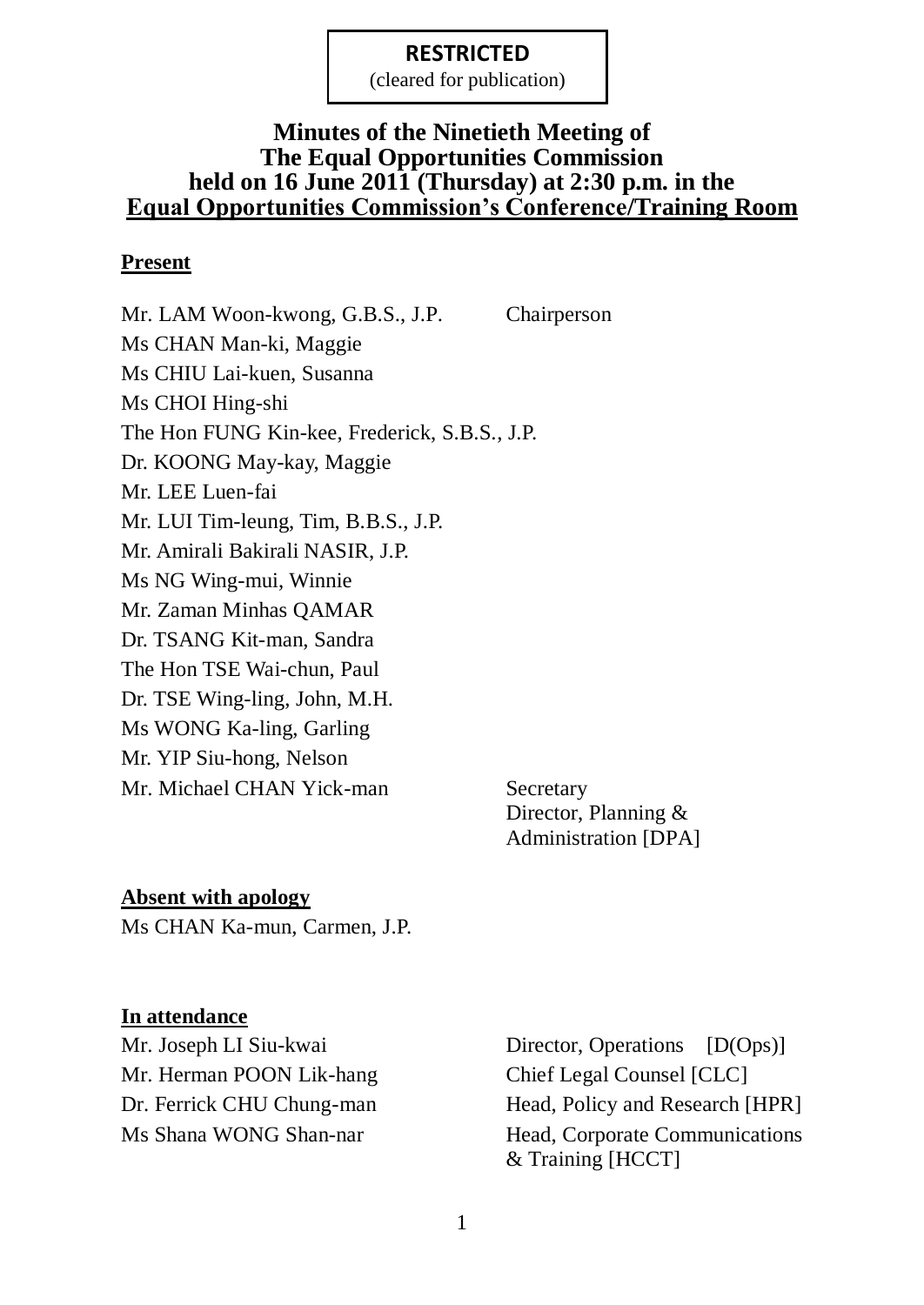**RESTRICTED**
(cleared for publication)

# Minutes of the Ninetieth Meeting of The Equal Opportunities Commission held on 16 June 2011 (Thursday) at 2:30 p.m. in the Equal Opportunities Commission's Conference/Training Room

## Present

| | |
|---|---|
| Mr. LAM Woon-kwong, G.B.S., J.P. | Chairperson |
| Ms CHAN Man-ki, Maggie | |
| Ms CHIU Lai-kuen, Susanna | |
| Ms CHOI Hing-shi | |
| The Hon FUNG Kin-kee, Frederick, S.B.S., J.P. | |
| Dr. KOONG May-kay, Maggie | |
| Mr. LEE Luen-fai | |
| Mr. LUI Tim-leung, Tim, B.B.S., J.P. | |
| Mr. Amirali Bakirali NASIR, J.P. | |
| Ms NG Wing-mui, Winnie | |
| Mr. Zaman Minhas QAMAR | |
| Dr. TSANG Kit-man, Sandra | |
| The Hon TSE Wai-chun, Paul | |
| Dr. TSE Wing-ling, John, M.H. | |
| Ms WONG Ka-ling, Garling | |
| Mr. YIP Siu-hong, Nelson | |
| Mr. Michael CHAN Yick-man | Secretary<br>Director, Planning & Administration [DPA] |

## Absent with apology

Ms CHAN Ka-mun, Carmen, J.P.

## In attendance

| | |
|---|---|
| Mr. Joseph LI Siu-kwai | Director, Operations [D(Ops)] |
| Mr. Herman POON Lik-hang | Chief Legal Counsel [CLC] |
| Dr. Ferrick CHU Chung-man | Head, Policy and Research [HPR] |
| Ms Shana WONG Shan-nar | Head, Corporate Communications & Training [HCCT] |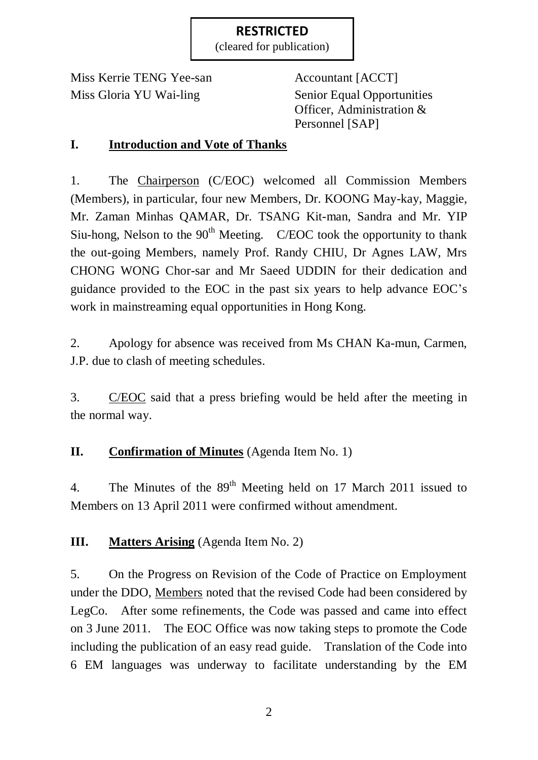**RESTRICTED**
(cleared for publication)

| | |
|---|---|
| Miss Kerrie TENG Yee-san | Accountant [ACCT] |
| Miss Gloria YU Wai-ling | Senior Equal Opportunities Officer, Administration & Personnel [SAP] |

## I. Introduction and Vote of Thanks

1. The Chairperson (C/EOC) welcomed all Commission Members (Members), in particular, four new Members, Dr. KOONG May-kay, Maggie, Mr. Zaman Minhas QAMAR, Dr. TSANG Kit-man, Sandra and Mr. YIP Siu-hong, Nelson to the 90th Meeting. C/EOC took the opportunity to thank the out-going Members, namely Prof. Randy CHIU, Dr Agnes LAW, Mrs CHONG WONG Chor-sar and Mr Saeed UDDIN for their dedication and guidance provided to the EOC in the past six years to help advance EOC's work in mainstreaming equal opportunities in Hong Kong.

2. Apology for absence was received from Ms CHAN Ka-mun, Carmen, J.P. due to clash of meeting schedules.

3. C/EOC said that a press briefing would be held after the meeting in the normal way.

## II. Confirmation of Minutes (Agenda Item No. 1)

4. The Minutes of the 89th Meeting held on 17 March 2011 issued to Members on 13 April 2011 were confirmed without amendment.

## III. Matters Arising (Agenda Item No. 2)

5. On the Progress on Revision of the Code of Practice on Employment under the DDO, Members noted that the revised Code had been considered by LegCo. After some refinements, the Code was passed and came into effect on 3 June 2011. The EOC Office was now taking steps to promote the Code including the publication of an easy read guide. Translation of the Code into 6 EM languages was underway to facilitate understanding by the EM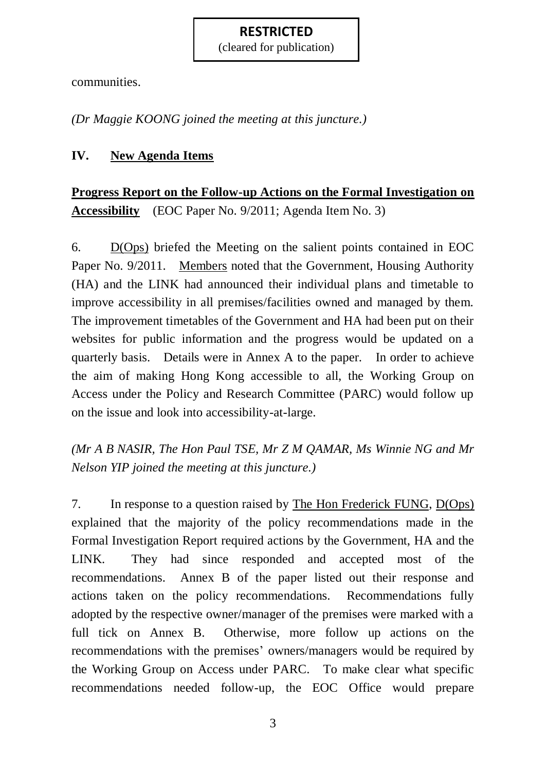communities.

*(Dr Maggie KOONG joined the meeting at this juncture.)*

## IV. New Agenda Items

**Progress Report on the Follow-up Actions on the Formal Investigation on Accessibility** (EOC Paper No. 9/2011; Agenda Item No. 3)

6. D(Ops) briefed the Meeting on the salient points contained in EOC Paper No. 9/2011. Members noted that the Government, Housing Authority (HA) and the LINK had announced their individual plans and timetable to improve accessibility in all premises/facilities owned and managed by them. The improvement timetables of the Government and HA had been put on their websites for public information and the progress would be updated on a quarterly basis. Details were in Annex A to the paper. In order to achieve the aim of making Hong Kong accessible to all, the Working Group on Access under the Policy and Research Committee (PARC) would follow up on the issue and look into accessibility-at-large.

*(Mr A B NASIR, The Hon Paul TSE, Mr Z M QAMAR, Ms Winnie NG and Mr Nelson YIP joined the meeting at this juncture.)*

7. In response to a question raised by The Hon Frederick FUNG, D(Ops) explained that the majority of the policy recommendations made in the Formal Investigation Report required actions by the Government, HA and the LINK. They had since responded and accepted most of the recommendations. Annex B of the paper listed out their response and actions taken on the policy recommendations. Recommendations fully adopted by the respective owner/manager of the premises were marked with a full tick on Annex B. Otherwise, more follow up actions on the recommendations with the premises' owners/managers would be required by the Working Group on Access under PARC. To make clear what specific recommendations needed follow-up, the EOC Office would prepare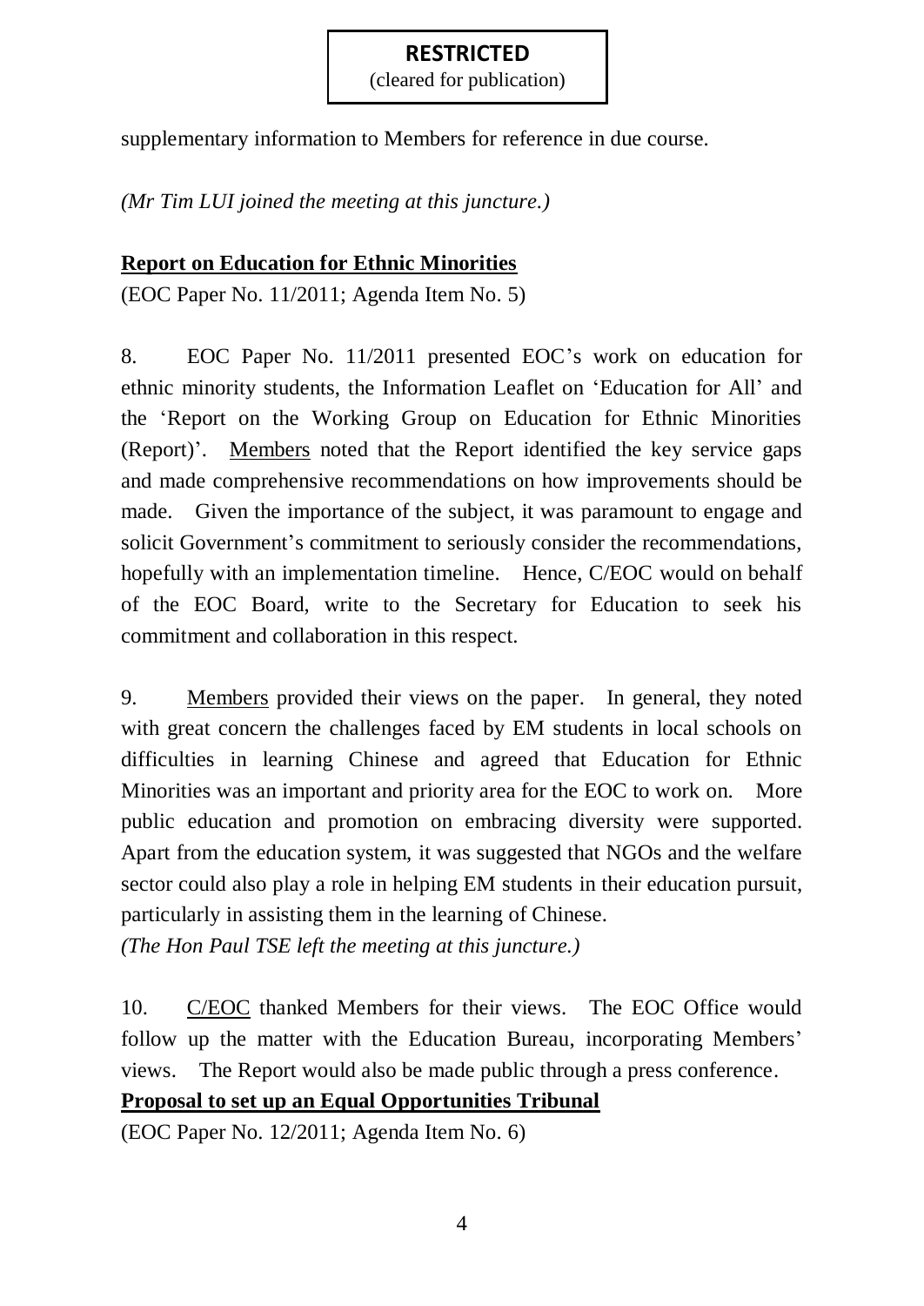**RESTRICTED**
(cleared for publication)

supplementary information to Members for reference in due course.

*(Mr Tim LUI joined the meeting at this juncture.)*

**Report on Education for Ethnic Minorities**

(EOC Paper No. 11/2011; Agenda Item No. 5)

8. EOC Paper No. 11/2011 presented EOC's work on education for ethnic minority students, the Information Leaflet on 'Education for All' and the 'Report on the Working Group on Education for Ethnic Minorities (Report)'. Members noted that the Report identified the key service gaps and made comprehensive recommendations on how improvements should be made. Given the importance of the subject, it was paramount to engage and solicit Government's commitment to seriously consider the recommendations, hopefully with an implementation timeline. Hence, C/EOC would on behalf of the EOC Board, write to the Secretary for Education to seek his commitment and collaboration in this respect.

9. Members provided their views on the paper. In general, they noted with great concern the challenges faced by EM students in local schools on difficulties in learning Chinese and agreed that Education for Ethnic Minorities was an important and priority area for the EOC to work on. More public education and promotion on embracing diversity were supported. Apart from the education system, it was suggested that NGOs and the welfare sector could also play a role in helping EM students in their education pursuit, particularly in assisting them in the learning of Chinese.

*(The Hon Paul TSE left the meeting at this juncture.)*

10. C/EOC thanked Members for their views. The EOC Office would follow up the matter with the Education Bureau, incorporating Members' views. The Report would also be made public through a press conference.

**Proposal to set up an Equal Opportunities Tribunal**

(EOC Paper No. 12/2011; Agenda Item No. 6)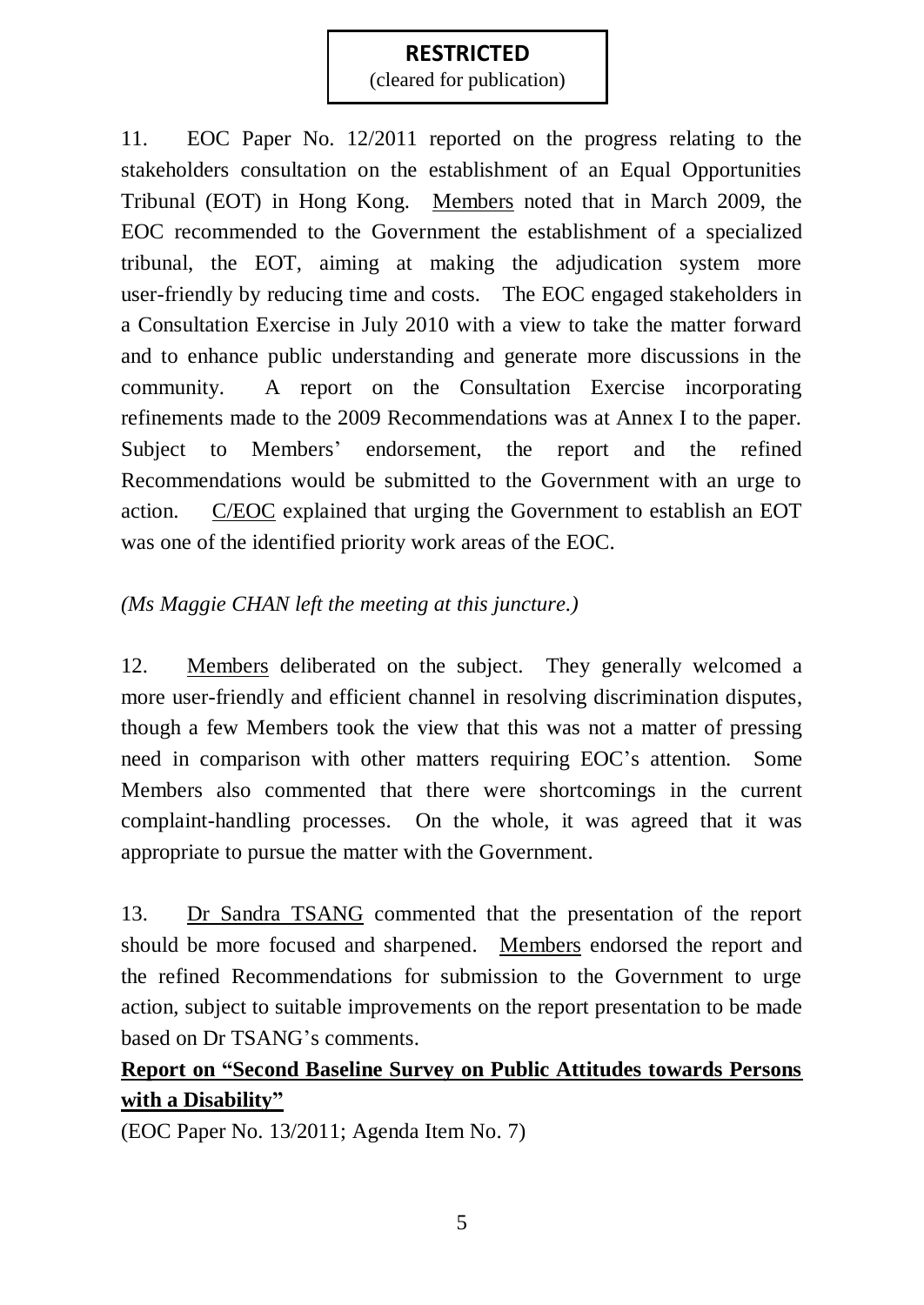**RESTRICTED**
(cleared for publication)

11. EOC Paper No. 12/2011 reported on the progress relating to the stakeholders consultation on the establishment of an Equal Opportunities Tribunal (EOT) in Hong Kong. Members noted that in March 2009, the EOC recommended to the Government the establishment of a specialized tribunal, the EOT, aiming at making the adjudication system more user-friendly by reducing time and costs. The EOC engaged stakeholders in a Consultation Exercise in July 2010 with a view to take the matter forward and to enhance public understanding and generate more discussions in the community. A report on the Consultation Exercise incorporating refinements made to the 2009 Recommendations was at Annex I to the paper. Subject to Members' endorsement, the report and the refined Recommendations would be submitted to the Government with an urge to action. C/EOC explained that urging the Government to establish an EOT was one of the identified priority work areas of the EOC.

*(Ms Maggie CHAN left the meeting at this juncture.)*

12. Members deliberated on the subject. They generally welcomed a more user-friendly and efficient channel in resolving discrimination disputes, though a few Members took the view that this was not a matter of pressing need in comparison with other matters requiring EOC's attention. Some Members also commented that there were shortcomings in the current complaint-handling processes. On the whole, it was agreed that it was appropriate to pursue the matter with the Government.

13. Dr Sandra TSANG commented that the presentation of the report should be more focused and sharpened. Members endorsed the report and the refined Recommendations for submission to the Government to urge action, subject to suitable improvements on the report presentation to be made based on Dr TSANG's comments.

**Report on "Second Baseline Survey on Public Attitudes towards Persons with a Disability"**

(EOC Paper No. 13/2011; Agenda Item No. 7)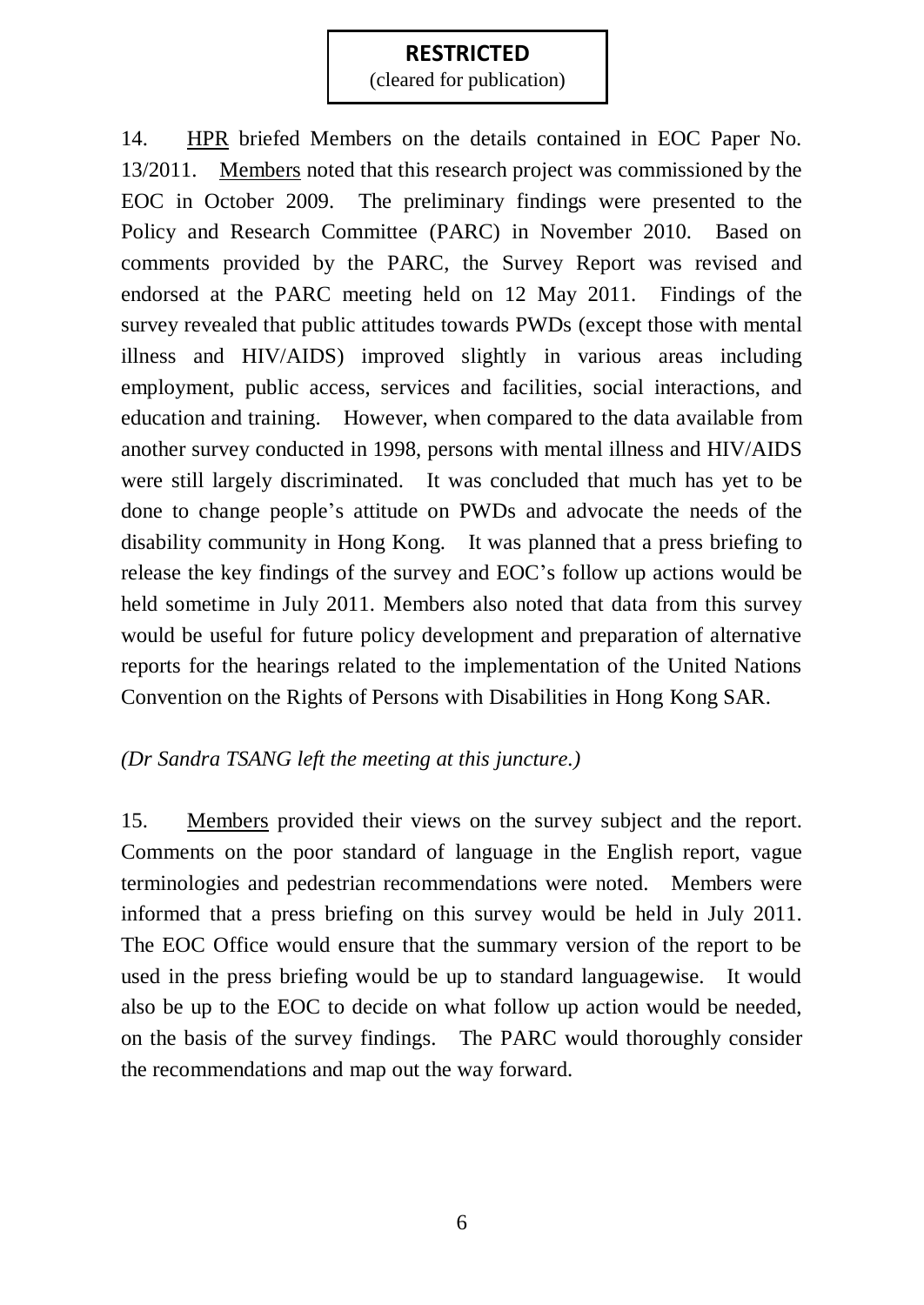**RESTRICTED**
(cleared for publication)

14. HPR briefed Members on the details contained in EOC Paper No. 13/2011. Members noted that this research project was commissioned by the EOC in October 2009. The preliminary findings were presented to the Policy and Research Committee (PARC) in November 2010. Based on comments provided by the PARC, the Survey Report was revised and endorsed at the PARC meeting held on 12 May 2011. Findings of the survey revealed that public attitudes towards PWDs (except those with mental illness and HIV/AIDS) improved slightly in various areas including employment, public access, services and facilities, social interactions, and education and training. However, when compared to the data available from another survey conducted in 1998, persons with mental illness and HIV/AIDS were still largely discriminated. It was concluded that much has yet to be done to change people's attitude on PWDs and advocate the needs of the disability community in Hong Kong. It was planned that a press briefing to release the key findings of the survey and EOC's follow up actions would be held sometime in July 2011. Members also noted that data from this survey would be useful for future policy development and preparation of alternative reports for the hearings related to the implementation of the United Nations Convention on the Rights of Persons with Disabilities in Hong Kong SAR.

*(Dr Sandra TSANG left the meeting at this juncture.)*

15. Members provided their views on the survey subject and the report. Comments on the poor standard of language in the English report, vague terminologies and pedestrian recommendations were noted. Members were informed that a press briefing on this survey would be held in July 2011. The EOC Office would ensure that the summary version of the report to be used in the press briefing would be up to standard languagewise. It would also be up to the EOC to decide on what follow up action would be needed, on the basis of the survey findings. The PARC would thoroughly consider the recommendations and map out the way forward.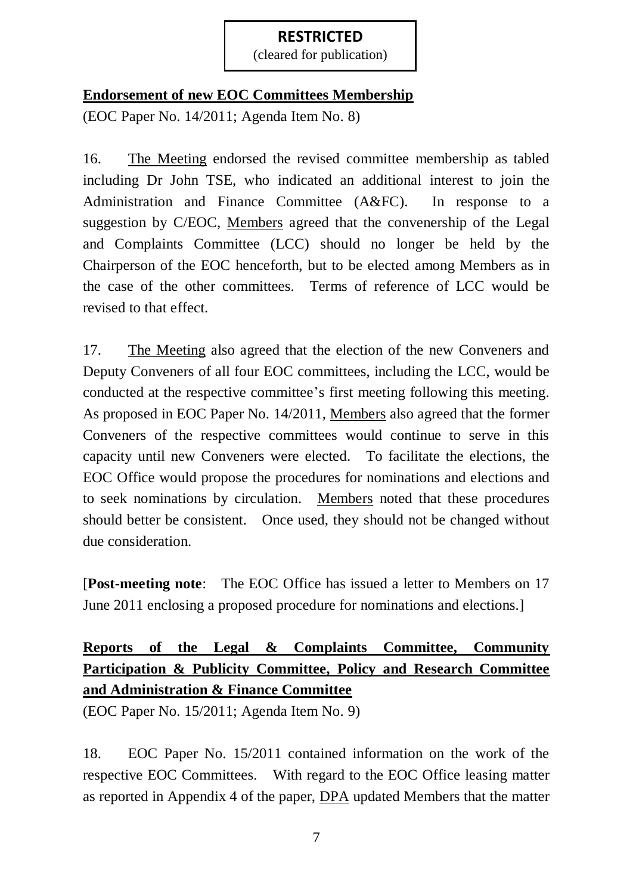**RESTRICTED**
(cleared for publication)

**Endorsement of new EOC Committees Membership**

(EOC Paper No. 14/2011; Agenda Item No. 8)

16. The Meeting endorsed the revised committee membership as tabled including Dr John TSE, who indicated an additional interest to join the Administration and Finance Committee (A&FC). In response to a suggestion by C/EOC, Members agreed that the convenership of the Legal and Complaints Committee (LCC) should no longer be held by the Chairperson of the EOC henceforth, but to be elected among Members as in the case of the other committees. Terms of reference of LCC would be revised to that effect.

17. The Meeting also agreed that the election of the new Conveners and Deputy Conveners of all four EOC committees, including the LCC, would be conducted at the respective committee's first meeting following this meeting. As proposed in EOC Paper No. 14/2011, Members also agreed that the former Conveners of the respective committees would continue to serve in this capacity until new Conveners were elected. To facilitate the elections, the EOC Office would propose the procedures for nominations and elections and to seek nominations by circulation. Members noted that these procedures should better be consistent. Once used, they should not be changed without due consideration.

[**Post-meeting note**: The EOC Office has issued a letter to Members on 17 June 2011 enclosing a proposed procedure for nominations and elections.]

**Reports of the Legal & Complaints Committee, Community Participation & Publicity Committee, Policy and Research Committee and Administration & Finance Committee**

(EOC Paper No. 15/2011; Agenda Item No. 9)

18. EOC Paper No. 15/2011 contained information on the work of the respective EOC Committees. With regard to the EOC Office leasing matter as reported in Appendix 4 of the paper, DPA updated Members that the matter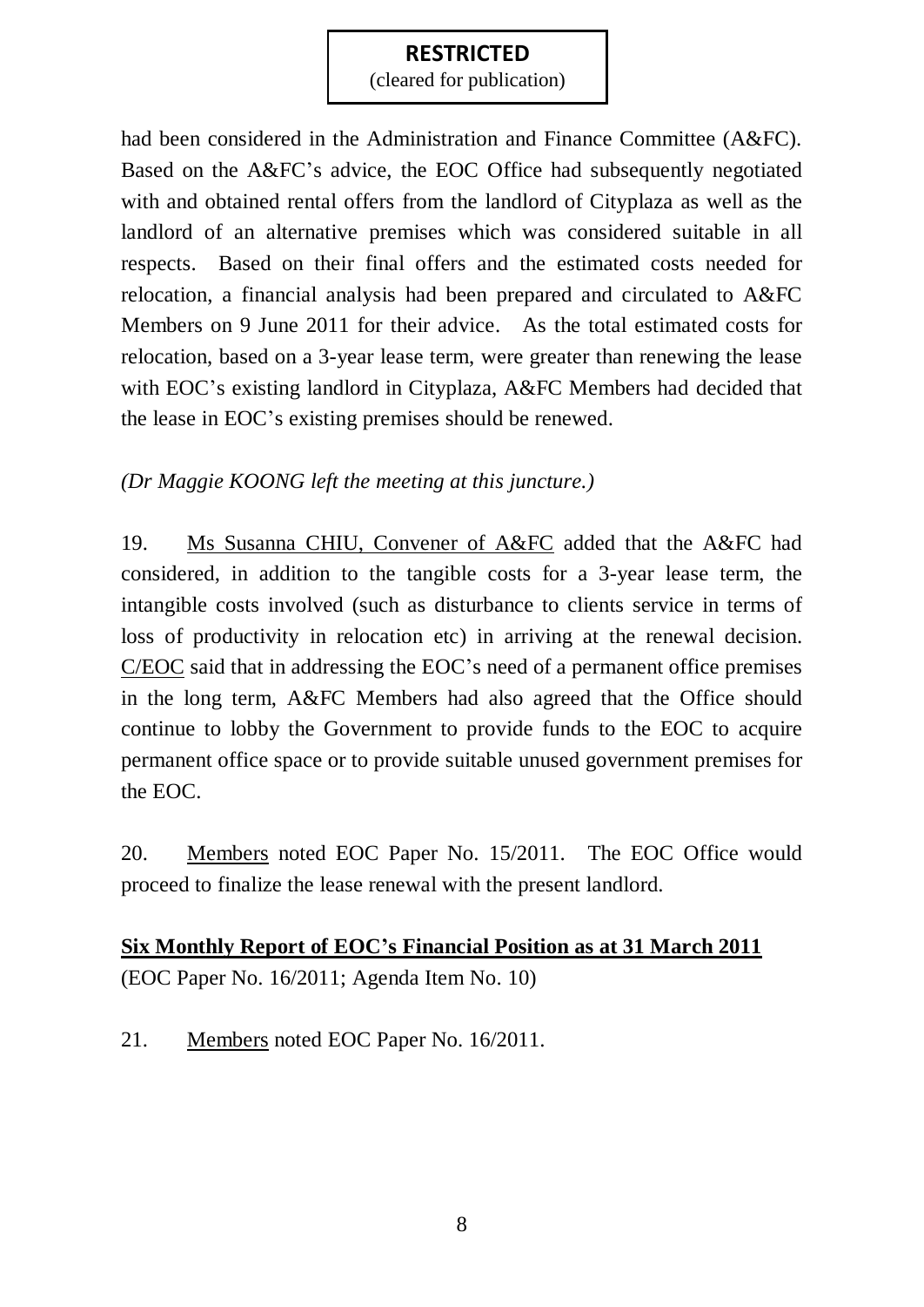had been considered in the Administration and Finance Committee (A&FC). Based on the A&FC's advice, the EOC Office had subsequently negotiated with and obtained rental offers from the landlord of Cityplaza as well as the landlord of an alternative premises which was considered suitable in all respects. Based on their final offers and the estimated costs needed for relocation, a financial analysis had been prepared and circulated to A&FC Members on 9 June 2011 for their advice. As the total estimated costs for relocation, based on a 3-year lease term, were greater than renewing the lease with EOC's existing landlord in Cityplaza, A&FC Members had decided that the lease in EOC's existing premises should be renewed.

*(Dr Maggie KOONG left the meeting at this juncture.)*

19. Ms Susanna CHIU, Convener of A&FC added that the A&FC had considered, in addition to the tangible costs for a 3-year lease term, the intangible costs involved (such as disturbance to clients service in terms of loss of productivity in relocation etc) in arriving at the renewal decision. C/EOC said that in addressing the EOC's need of a permanent office premises in the long term, A&FC Members had also agreed that the Office should continue to lobby the Government to provide funds to the EOC to acquire permanent office space or to provide suitable unused government premises for the EOC.

20. Members noted EOC Paper No. 15/2011. The EOC Office would proceed to finalize the lease renewal with the present landlord.

**Six Monthly Report of EOC's Financial Position as at 31 March 2011**
(EOC Paper No. 16/2011; Agenda Item No. 10)

21. Members noted EOC Paper No. 16/2011.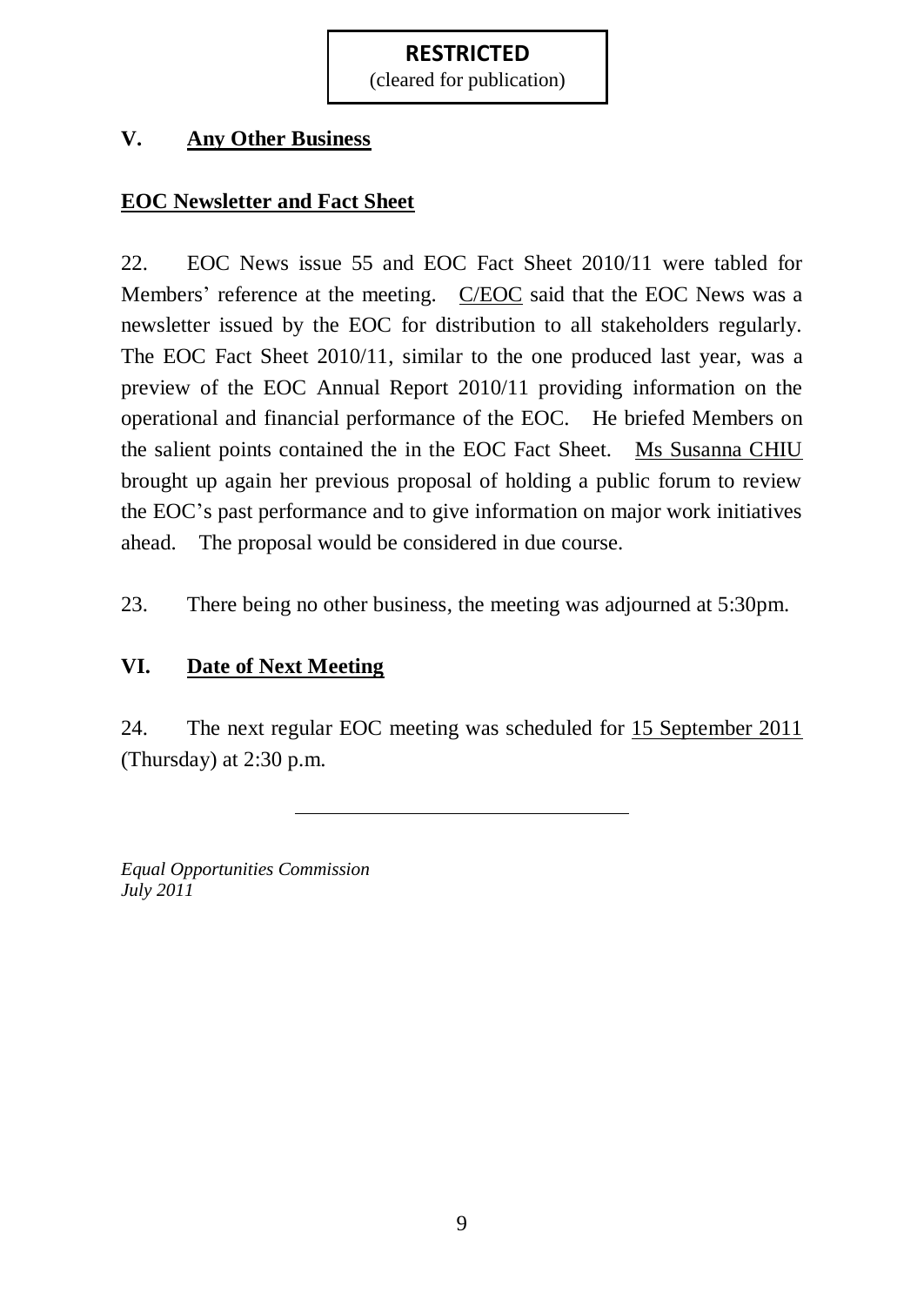**RESTRICTED**
(cleared for publication)

## V. Any Other Business

### EOC Newsletter and Fact Sheet

22. EOC News issue 55 and EOC Fact Sheet 2010/11 were tabled for Members' reference at the meeting. C/EOC said that the EOC News was a newsletter issued by the EOC for distribution to all stakeholders regularly. The EOC Fact Sheet 2010/11, similar to the one produced last year, was a preview of the EOC Annual Report 2010/11 providing information on the operational and financial performance of the EOC. He briefed Members on the salient points contained the in the EOC Fact Sheet. Ms Susanna CHIU brought up again her previous proposal of holding a public forum to review the EOC's past performance and to give information on major work initiatives ahead. The proposal would be considered in due course.

23. There being no other business, the meeting was adjourned at 5:30pm.

## VI. Date of Next Meeting

24. The next regular EOC meeting was scheduled for 15 September 2011 (Thursday) at 2:30 p.m.

---

*Equal Opportunities Commission*
*July 2011*